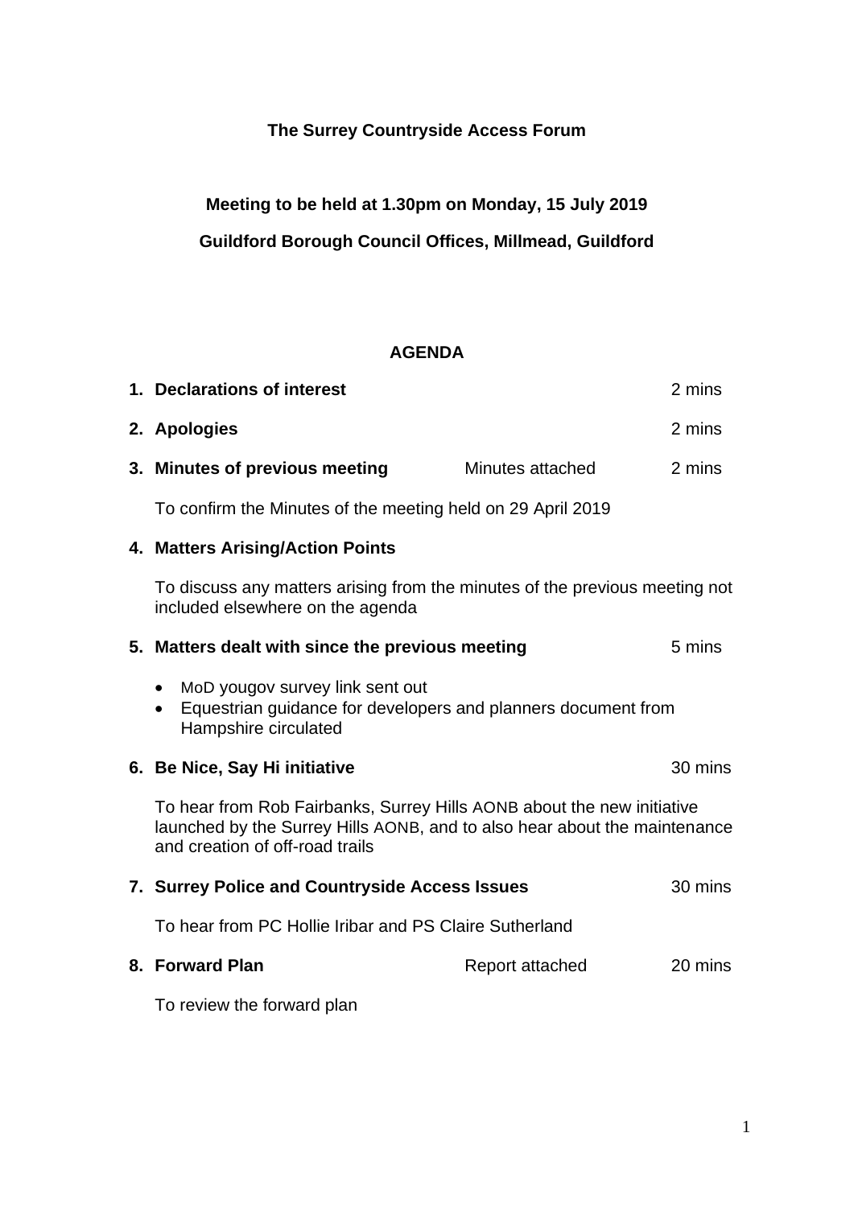**The Surrey Countryside Access Forum**

**Meeting to be held at 1.30pm on Monday, 15 July 2019**

**Guildford Borough Council Offices, Millmead, Guildford**

**AGENDA**

| | | |
|---|---|---|
| **1. Declarations of interest** | | 2 mins |
| **2. Apologies** | | 2 mins |
| **3. Minutes of previous meeting** | Minutes attached | 2 mins |

To confirm the Minutes of the meeting held on 29 April 2019

**4. Matters Arising/Action Points**

To discuss any matters arising from the minutes of the previous meeting not included elsewhere on the agenda

**5. Matters dealt with since the previous meeting** — 5 mins

- MoD yougov survey link sent out
- Equestrian guidance for developers and planners document from Hampshire circulated

**6. Be Nice, Say Hi initiative** — 30 mins

To hear from Rob Fairbanks, Surrey Hills AONB about the new initiative launched by the Surrey Hills AONB, and to also hear about the maintenance and creation of off-road trails

**7. Surrey Police and Countryside Access Issues** — 30 mins

To hear from PC Hollie Iribar and PS Claire Sutherland

**8. Forward Plan** — Report attached — 20 mins

To review the forward plan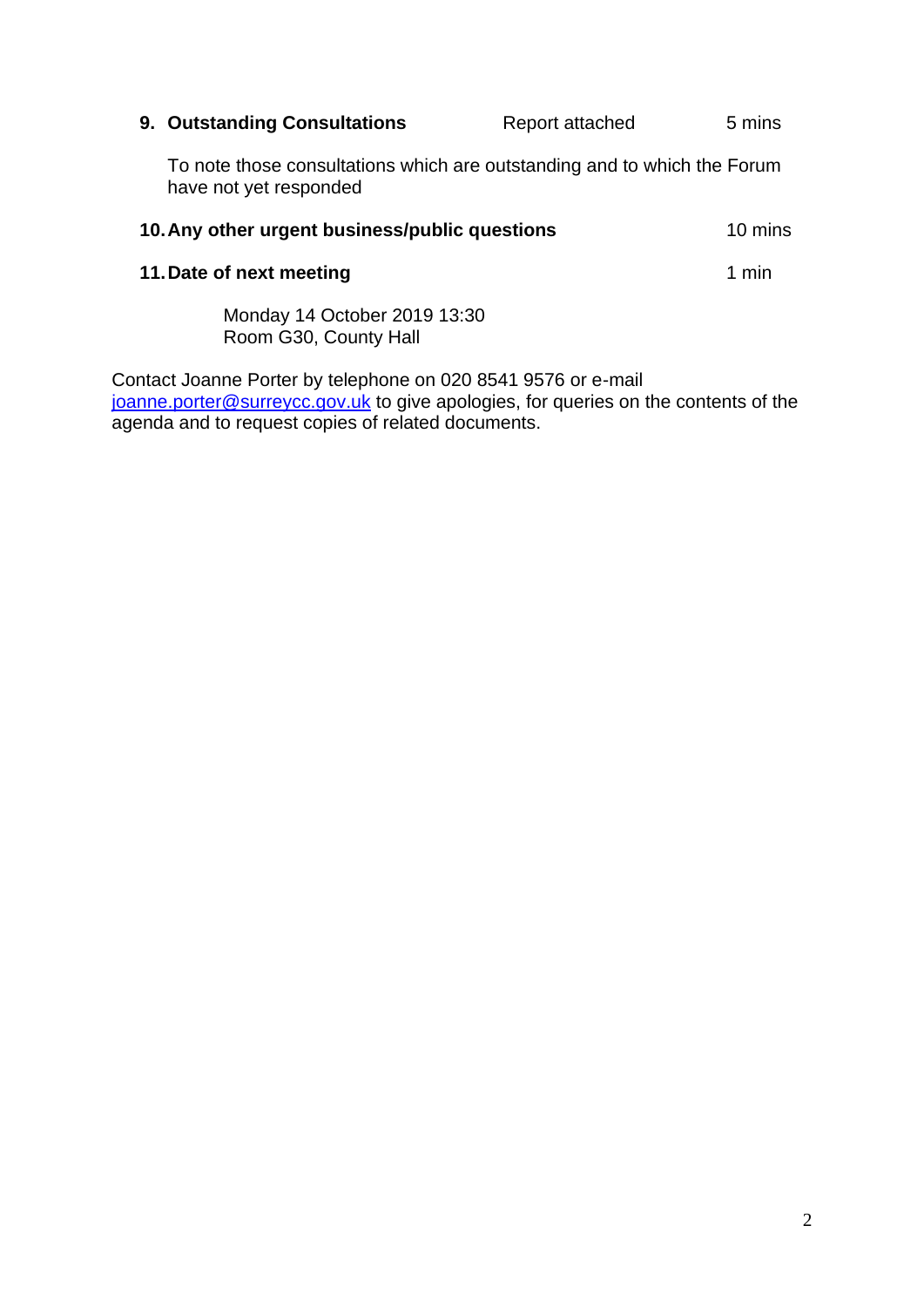**9. Outstanding Consultations** Report attached 5 mins

To note those consultations which are outstanding and to which the Forum have not yet responded

**10. Any other urgent business/public questions** 10 mins

**11. Date of next meeting** 1 min

Monday 14 October 2019 13:30
Room G30, County Hall

Contact Joanne Porter by telephone on 020 8541 9576 or e-mail joanne.porter@surreycc.gov.uk to give apologies, for queries on the contents of the agenda and to request copies of related documents.